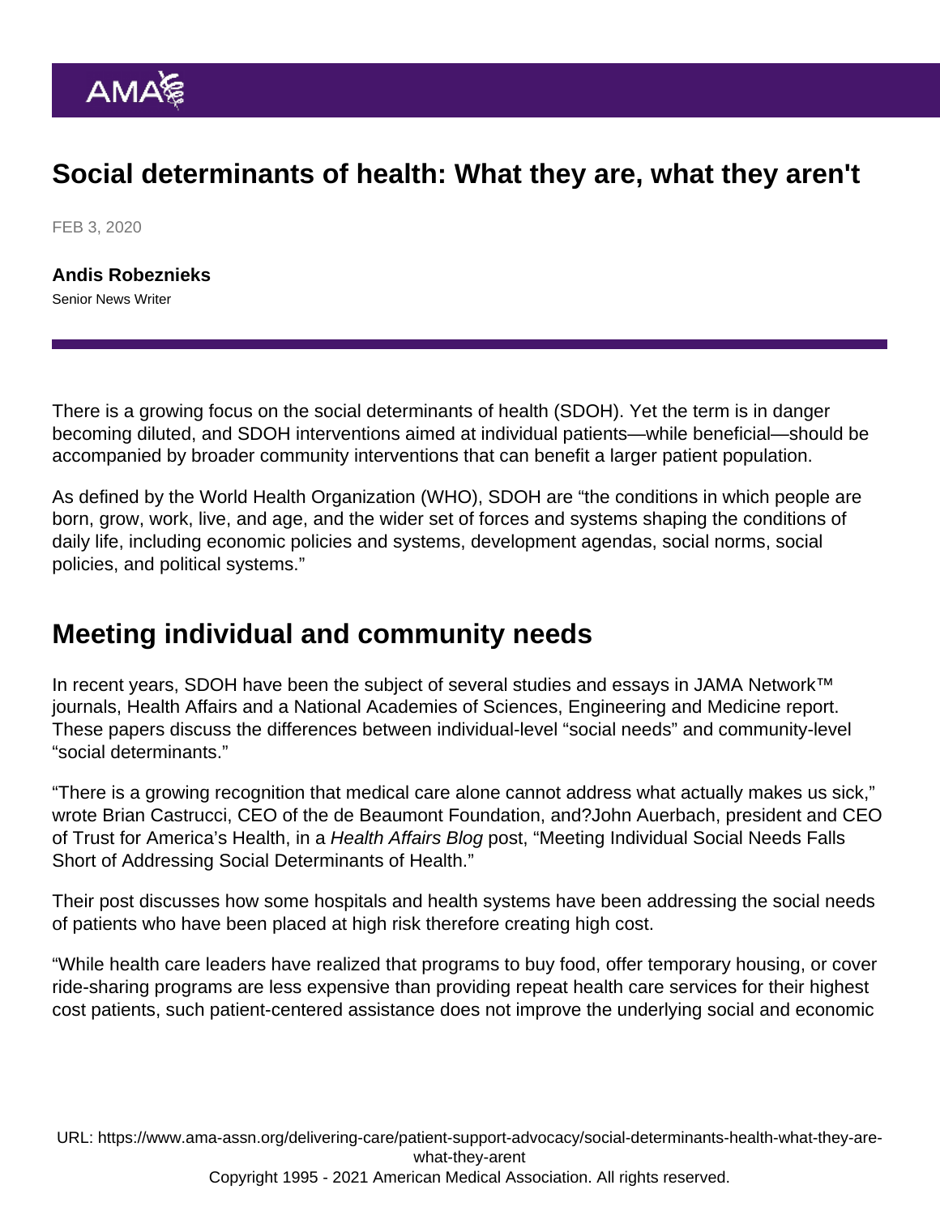# Social determinants of health: What they are, what they aren't

FEB 3, 2020

**Andis Robeznieks**
Senior News Writer

There is a growing focus on the social determinants of health (SDOH). Yet the term is in danger becoming diluted, and SDOH interventions aimed at individual patients—while beneficial—should be accompanied by broader community interventions that can benefit a larger patient population.

As defined by the World Health Organization (WHO), SDOH are "the conditions in which people are born, grow, work, live, and age, and the wider set of forces and systems shaping the conditions of daily life, including economic policies and systems, development agendas, social norms, social policies, and political systems."

## Meeting individual and community needs

In recent years, SDOH have been the subject of several studies and essays in JAMA Network™ journals, Health Affairs and a National Academies of Sciences, Engineering and Medicine report. These papers discuss the differences between individual-level "social needs" and community-level "social determinants."

"There is a growing recognition that medical care alone cannot address what actually makes us sick," wrote Brian Castrucci, CEO of the de Beaumont Foundation, and?John Auerbach, president and CEO of Trust for America's Health, in a *Health Affairs Blog* post, "Meeting Individual Social Needs Falls Short of Addressing Social Determinants of Health."

Their post discusses how some hospitals and health systems have been addressing the social needs of patients who have been placed at high risk therefore creating high cost.

"While health care leaders have realized that programs to buy food, offer temporary housing, or cover ride-sharing programs are less expensive than providing repeat health care services for their highest cost patients, such patient-centered assistance does not improve the underlying social and economic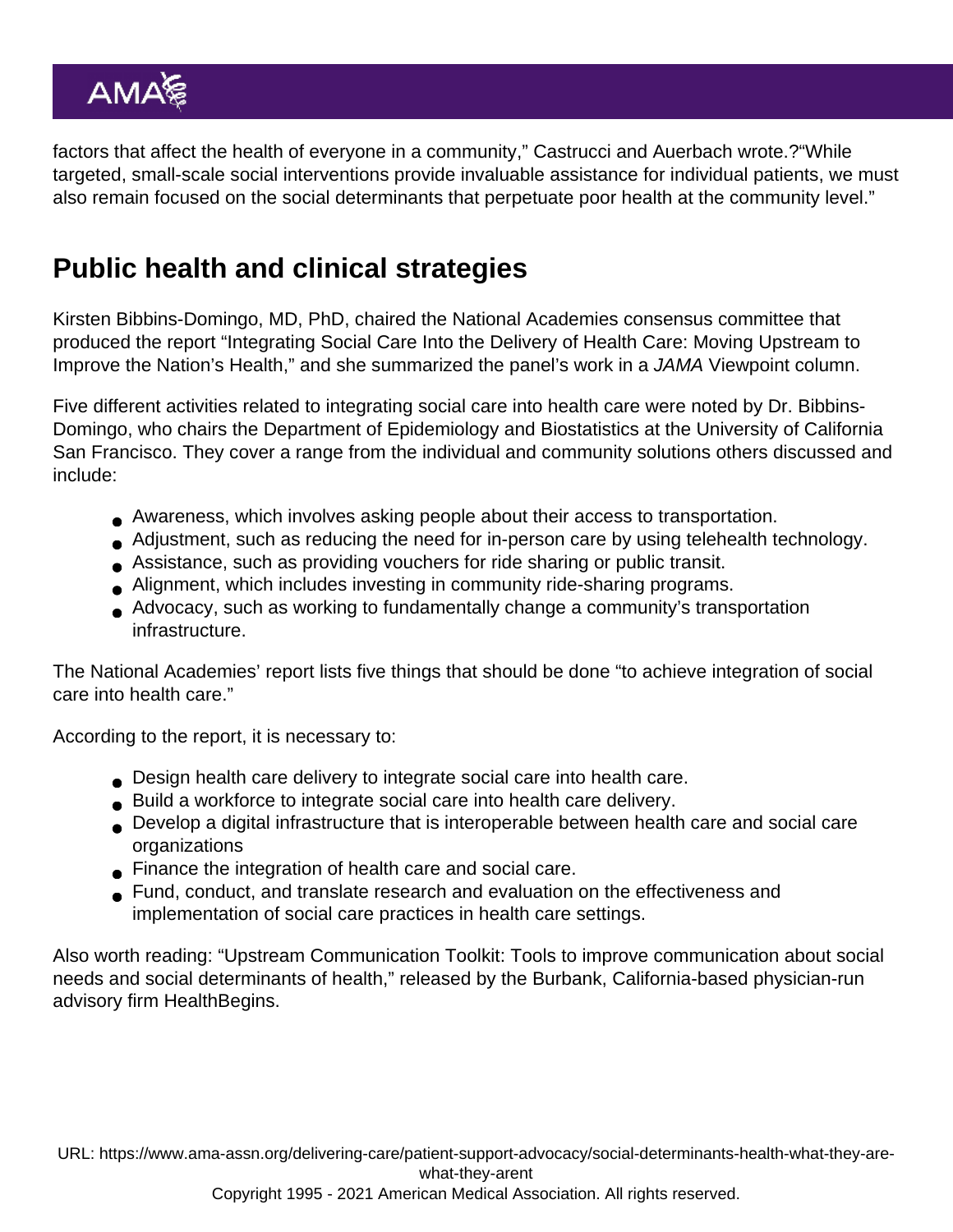factors that affect the health of everyone in a community," Castrucci and Auerbach wrote.?"While targeted, small-scale social interventions provide invaluable assistance for individual patients, we must also remain focused on the social determinants that perpetuate poor health at the community level."

## Public health and clinical strategies

Kirsten Bibbins-Domingo, MD, PhD, chaired the National Academies consensus committee that produced the report "Integrating Social Care Into the Delivery of Health Care: Moving Upstream to Improve the Nation's Health," and she summarized the panel's work in a *JAMA* Viewpoint column.

Five different activities related to integrating social care into health care were noted by Dr. Bibbins-Domingo, who chairs the Department of Epidemiology and Biostatistics at the University of California San Francisco. They cover a range from the individual and community solutions others discussed and include:

- Awareness, which involves asking people about their access to transportation.
- Adjustment, such as reducing the need for in-person care by using telehealth technology.
- Assistance, such as providing vouchers for ride sharing or public transit.
- Alignment, which includes investing in community ride-sharing programs.
- Advocacy, such as working to fundamentally change a community's transportation infrastructure.

The National Academies' report lists five things that should be done "to achieve integration of social care into health care."

According to the report, it is necessary to:

- Design health care delivery to integrate social care into health care.
- Build a workforce to integrate social care into health care delivery.
- Develop a digital infrastructure that is interoperable between health care and social care organizations
- Finance the integration of health care and social care.
- Fund, conduct, and translate research and evaluation on the effectiveness and implementation of social care practices in health care settings.

Also worth reading: "Upstream Communication Toolkit: Tools to improve communication about social needs and social determinants of health," released by the Burbank, California-based physician-run advisory firm HealthBegins.